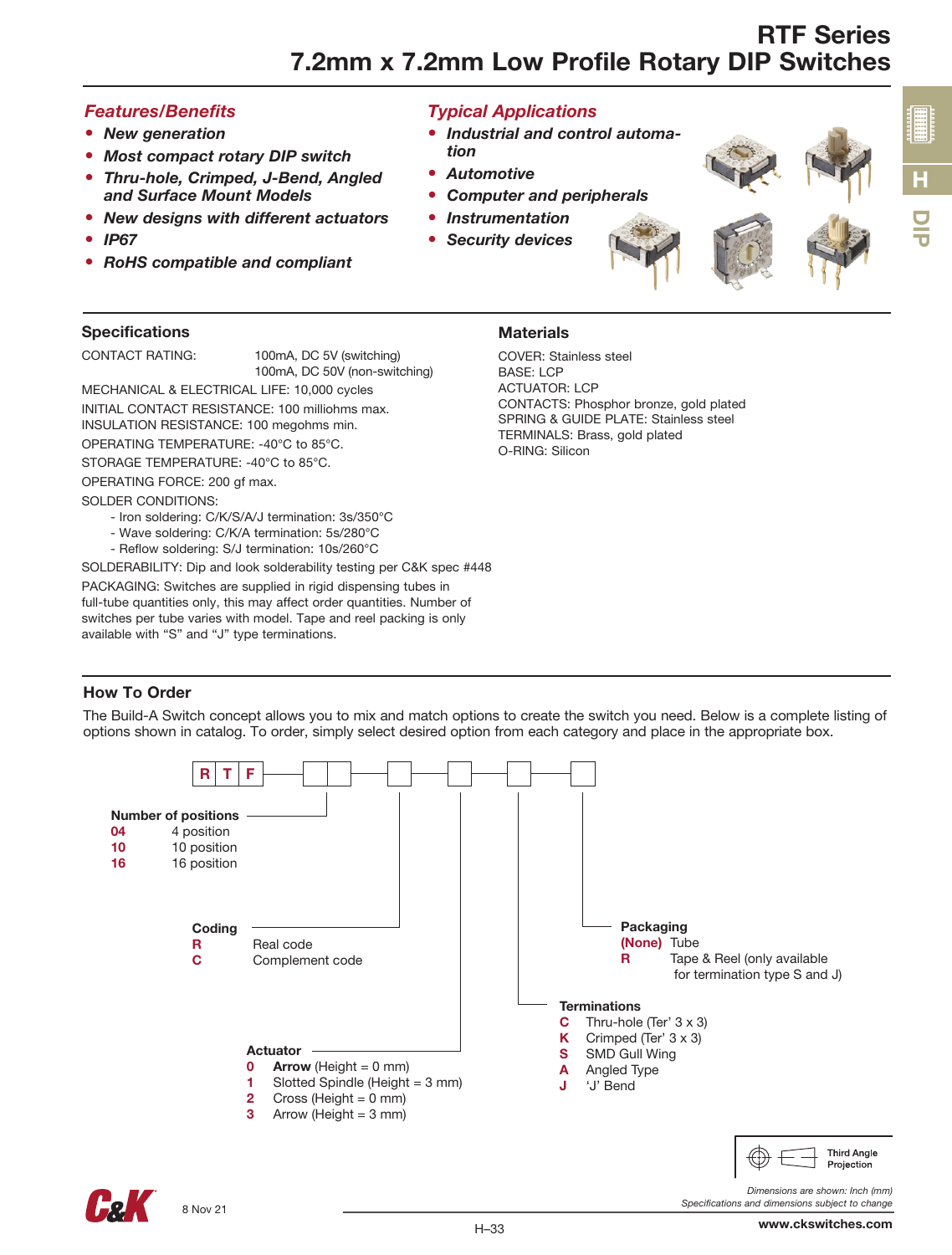# RTF Series
# 7.2mm x 7.2mm Low Profile Rotary DIP Switches

### *Features/Benefits*

- ***New generation***
- ***Most compact rotary DIP switch***
- ***Thru-hole, Crimped, J-Bend, Angled and Surface Mount Models***
- ***New designs with different actuators***
- ***IP67***
- ***RoHS compatible and compliant***

### *Typical Applications*

- ***Industrial and control automation***
- ***Automotive***
- ***Computer and peripherals***
- ***Instrumentation***
- ***Security devices***

## Specifications

CONTACT RATING: 100mA, DC 5V (switching)
100mA, DC 50V (non-switching)

MECHANICAL & ELECTRICAL LIFE: 10,000 cycles

INITIAL CONTACT RESISTANCE: 100 milliohms max.

INSULATION RESISTANCE: 100 megohms min.

OPERATING TEMPERATURE: -40°C to 85°C.

STORAGE TEMPERATURE: -40°C to 85°C.

OPERATING FORCE: 200 gf max.

SOLDER CONDITIONS:
- Iron soldering: C/K/S/A/J termination: 3s/350°C
- Wave soldering: C/K/A termination: 5s/280°C
- Reflow soldering: S/J termination: 10s/260°C

SOLDERABILITY: Dip and look solderability testing per C&K spec #448

PACKAGING: Switches are supplied in rigid dispensing tubes in full-tube quantities only, this may affect order quantities. Number of switches per tube varies with model. Tape and reel packing is only available with “S” and “J” type terminations.

## Materials

COVER: Stainless steel
BASE: LCP
ACTUATOR: LCP
CONTACTS: Phosphor bronze, gold plated
SPRING & GUIDE PLATE: Stainless steel
TERMINALS: Brass, gold plated
O-RING: Silicon

## How To Order

The Build-A Switch concept allows you to mix and match options to create the switch you need. Below is a complete listing of options shown in catalog. To order, simply select desired option from each category and place in the appropriate box.

R T F [ ][ ] [ ] [ ] [ ] [ ]

**Number of positions**

| | |
|---|---|
| **04** | 4 position |
| **10** | 10 position |
| **16** | 16 position |

**Coding**

| | |
|---|---|
| **R** | Real code |
| **C** | Complement code |

**Actuator**

| | |
|---|---|
| **0** | **Arrow** (Height = 0 mm) |
| **1** | Slotted Spindle (Height = 3 mm) |
| **2** | Cross (Height = 0 mm) |
| **3** | Arrow (Height = 3 mm) |

**Terminations**

| | |
|---|---|
| **C** | Thru-hole (Ter’ 3 x 3) |
| **K** | Crimped (Ter’ 3 x 3) |
| **S** | SMD Gull Wing |
| **A** | Angled Type |
| **J** | ‘J’ Bend |

**Packaging**

| | |
|---|---|
| **(None)** | Tube |
| **R** | Tape & Reel (only available for termination type S and J) |

Third Angle Projection

*Dimensions are shown: Inch (mm)*
*Specifications and dimensions subject to change*

8 Nov 21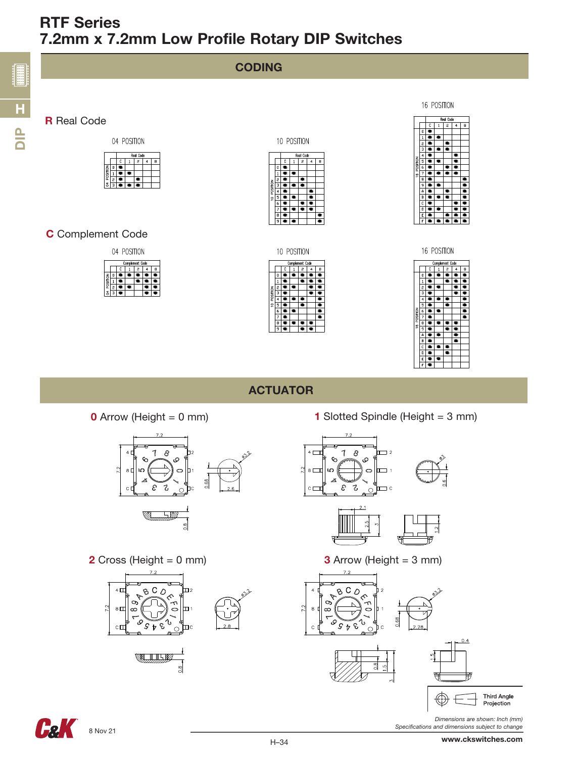# RTF Series
# 7.2mm x 7.2mm Low Profile Rotary DIP Switches

## CODING

**R** Real Code

04 POSITION

| Position | C | 1 | 2 | 4 | 8 |
|---|---|---|---|---|---|
| 0 | ● | | | | |
| 1 | ● | ● | | | |
| 2 | ● | | ● | | |
| 3 | ● | ● | ● | | |

10 POSITION

| Position | C | 1 | 2 | 4 | 8 |
|---|---|---|---|---|---|
| 0 | ● | | | | |
| 1 | ● | ● | | | |
| 2 | ● | | ● | | |
| 3 | ● | ● | ● | | |
| 4 | ● | | | ● | |
| 5 | ● | ● | | ● | |
| 6 | ● | | ● | ● | |
| 7 | ● | ● | ● | ● | |
| 8 | ● | | | | ● |
| 9 | ● | ● | | | ● |

16 POSITION

| Position | C | 1 | 2 | 4 | 8 |
|---|---|---|---|---|---|
| 0 | ● | | | | |
| 1 | ● | ● | | | |
| 2 | ● | | ● | | |
| 3 | ● | ● | ● | | |
| 4 | ● | | | ● | |
| 5 | ● | ● | | ● | |
| 6 | ● | | ● | ● | |
| 7 | ● | ● | ● | ● | |
| 8 | ● | | | | ● |
| 9 | ● | ● | | | ● |
| A | ● | | ● | | ● |
| B | ● | ● | ● | | ● |
| C | ● | | | ● | ● |
| D | ● | ● | | ● | ● |
| E | ● | | ● | ● | ● |
| F | ● | ● | ● | ● | ● |

**C** Complement Code

04 POSITION

| Position | C | 1 | 2 | 4 | 8 |
|---|---|---|---|---|---|
| 0 | ● | ● | ● | ● | ● |
| 1 | ● | | ● | ● | ● |
| 2 | ● | ● | | ● | ● |
| 3 | ● | | | ● | ● |

10 POSITION

| Position | C | 1 | 2 | 4 | 8 |
|---|---|---|---|---|---|
| 0 | ● | ● | ● | ● | ● |
| 1 | ● | | ● | ● | ● |
| 2 | ● | ● | | ● | ● |
| 3 | ● | | | ● | ● |
| 4 | ● | ● | ● | | ● |
| 5 | ● | | ● | | ● |
| 6 | ● | ● | | | ● |
| 7 | ● | | | | ● |
| 8 | ● | ● | ● | ● | |
| 9 | ● | | ● | ● | |

16 POSITION

| Position | C | 1 | 2 | 4 | 8 |
|---|---|---|---|---|---|
| 0 | ● | ● | ● | ● | ● |
| 1 | ● | | ● | ● | ● |
| 2 | ● | ● | | ● | ● |
| 3 | ● | | | ● | ● |
| 4 | ● | ● | ● | | ● |
| 5 | ● | | ● | | ● |
| 6 | ● | ● | | | ● |
| 7 | ● | | | | ● |
| 8 | ● | ● | ● | ● | |
| 9 | ● | | ● | ● | |
| A | ● | ● | | ● | |
| B | ● | | | ● | |
| C | ● | ● | ● | | |
| D | ● | | ● | | |
| E | ● | ● | | | |
| F | ● | | | | |

## ACTUATOR

**0** Arrow (Height = 0 mm)

**1** Slotted Spindle (Height = 3 mm)

**2** Cross (Height = 0 mm)

**3** Arrow (Height = 3 mm)

Third Angle Projection

*Dimensions are shown: Inch (mm)*
*Specifications and dimensions subject to change*

8 Nov 21

www.ckswitches.com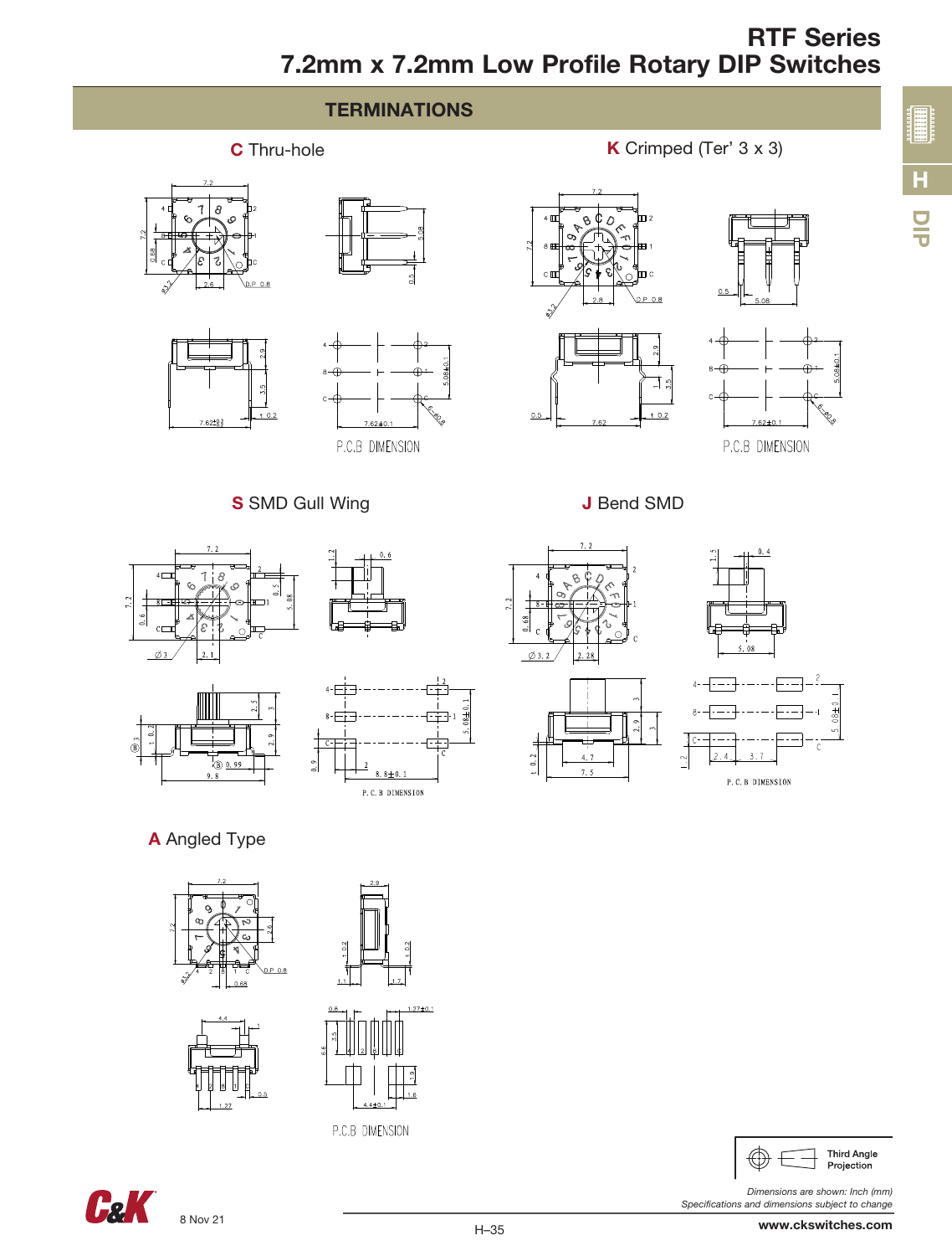# RTF Series
# 7.2mm x 7.2mm Low Profile Rotary DIP Switches

## TERMINATIONS

**C** Thru-hole

**K** Crimped (Ter' 3 x 3)

P.C.B DIMENSION

**S** SMD Gull Wing

**J** Bend SMD

P.C.B DIMENSION

**A** Angled Type

P.C.B DIMENSION

Third Angle Projection

*Dimensions are shown: Inch (mm)*
*Specifications and dimensions subject to change*

8 Nov 21

www.ckswitches.com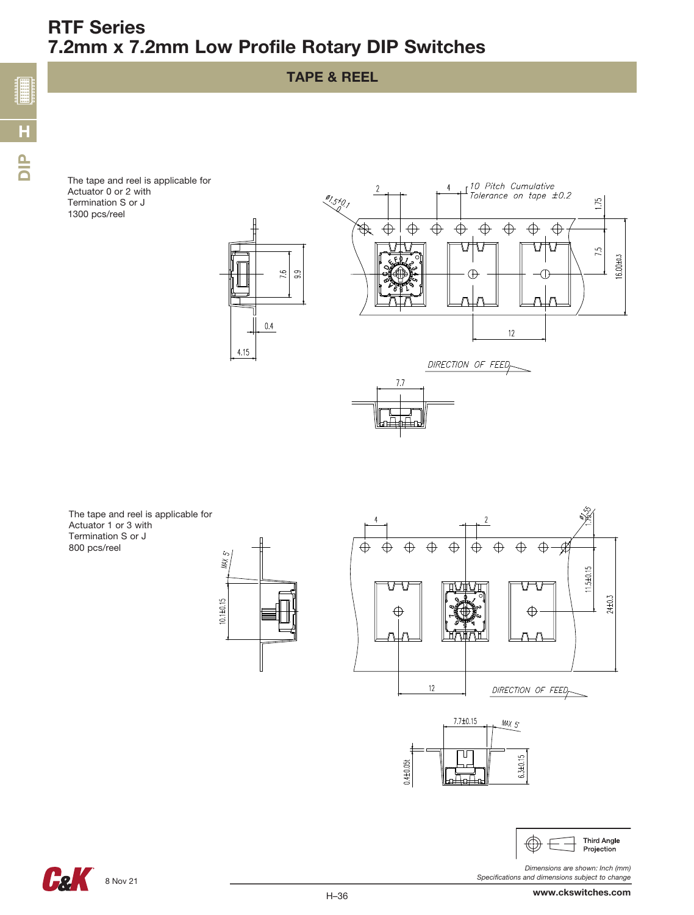# RTF Series
# 7.2mm x 7.2mm Low Profile Rotary DIP Switches

## TAPE & REEL

The tape and reel is applicable for Actuator 0 or 2 with Termination S or J
1300 pcs/reel

2
4
10 Pitch Cumulative Tolerance on tape ±0.2
Ø1.5+0.1/0
1.75
7.5
16.00±0.3
7.6
9.9
0.4
4.15
12
DIRECTION OF FEED
7.7

The tape and reel is applicable for Actuator 1 or 3 with Termination S or J
800 pcs/reel

4
2
Ø1.55
1.75
11.5±0.15
24±0.3
MAX. 5°
10.1±0.15
12
DIRECTION OF FEED
7.7±0.15
MAX. 5°
0.4±0.05
6.3±0.15

Third Angle Projection

*Dimensions are shown: Inch (mm)*
*Specifications and dimensions subject to change*